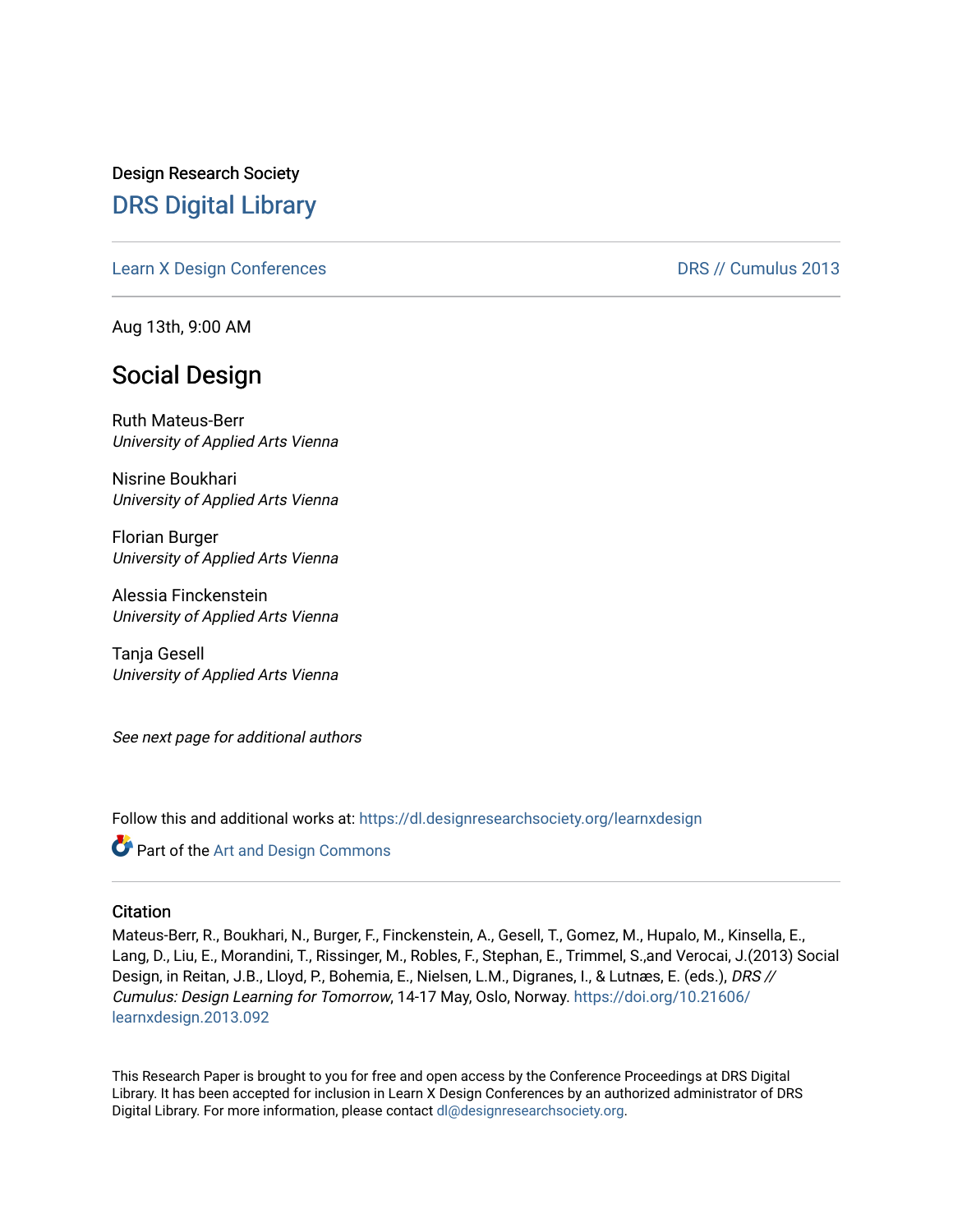Design Research Society

# DRS Digital Library

Learn X Design Conferences

DRS // Cumulus 2013

Aug 13th, 9:00 AM

## Social Design

Ruth Mateus-Berr
*University of Applied Arts Vienna*

Nisrine Boukhari
*University of Applied Arts Vienna*

Florian Burger
*University of Applied Arts Vienna*

Alessia Finckenstein
*University of Applied Arts Vienna*

Tanja Gesell
*University of Applied Arts Vienna*

*See next page for additional authors*

Follow this and additional works at: https://dl.designresearchsociety.org/learnxdesign

Part of the Art and Design Commons

### Citation

Mateus-Berr, R., Boukhari, N., Burger, F., Finckenstein, A., Gesell, T., Gomez, M., Hupalo, M., Kinsella, E., Lang, D., Liu, E., Morandini, T., Rissinger, M., Robles, F., Stephan, E., Trimmel, S.,and Verocai, J.(2013) Social Design, in Reitan, J.B., Lloyd, P., Bohemia, E., Nielsen, L.M., Digranes, I., & Lutnæs, E. (eds.), *DRS // Cumulus: Design Learning for Tomorrow*, 14-17 May, Oslo, Norway. https://doi.org/10.21606/learnxdesign.2013.092

This Research Paper is brought to you for free and open access by the Conference Proceedings at DRS Digital Library. It has been accepted for inclusion in Learn X Design Conferences by an authorized administrator of DRS Digital Library. For more information, please contact dl@designresearchsociety.org.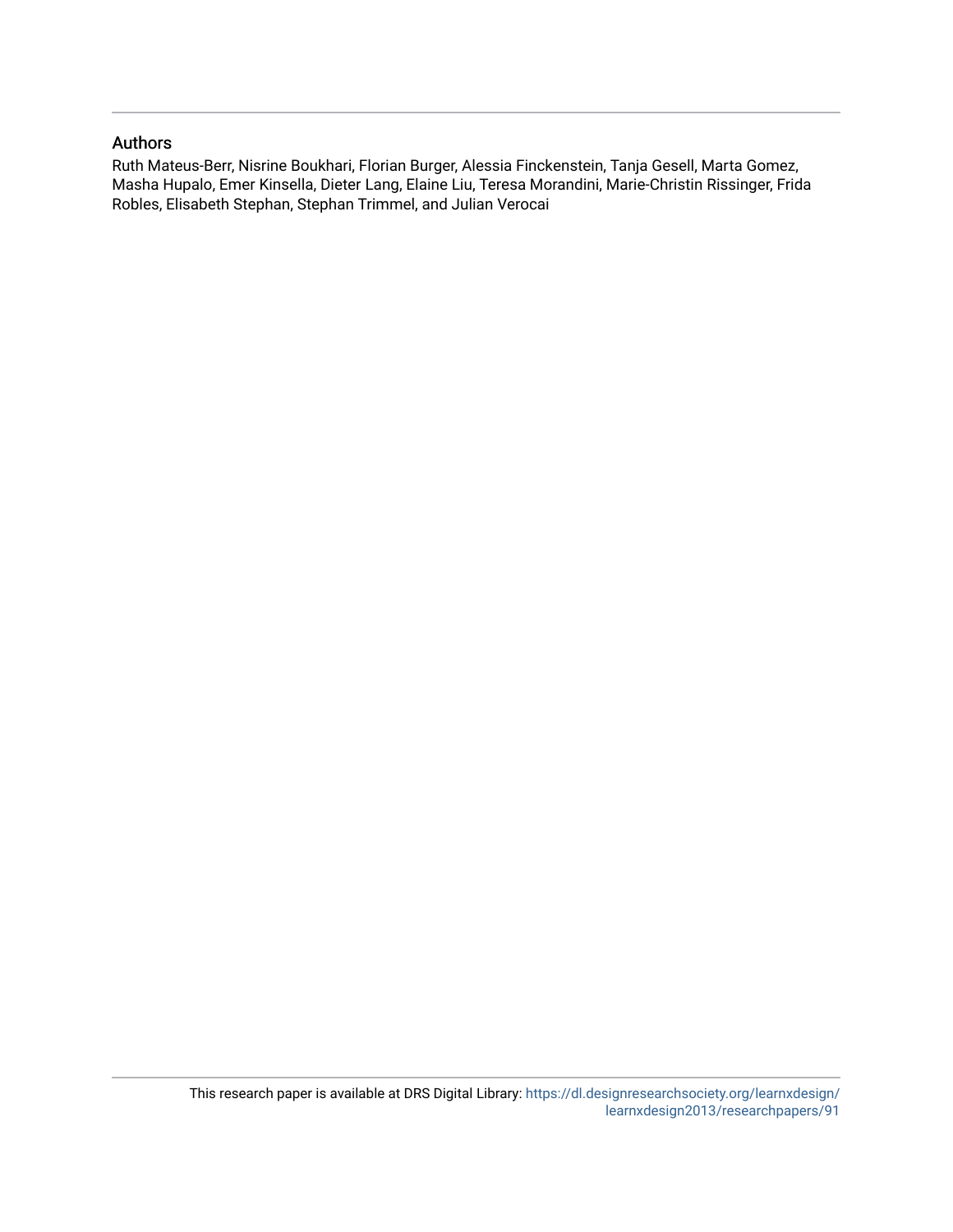## Authors

Ruth Mateus-Berr, Nisrine Boukhari, Florian Burger, Alessia Finckenstein, Tanja Gesell, Marta Gomez, Masha Hupalo, Emer Kinsella, Dieter Lang, Elaine Liu, Teresa Morandini, Marie-Christin Rissinger, Frida Robles, Elisabeth Stephan, Stephan Trimmel, and Julian Verocai

This research paper is available at DRS Digital Library: https://dl.designresearchsociety.org/learnxdesign/learnxdesign2013/researchpapers/91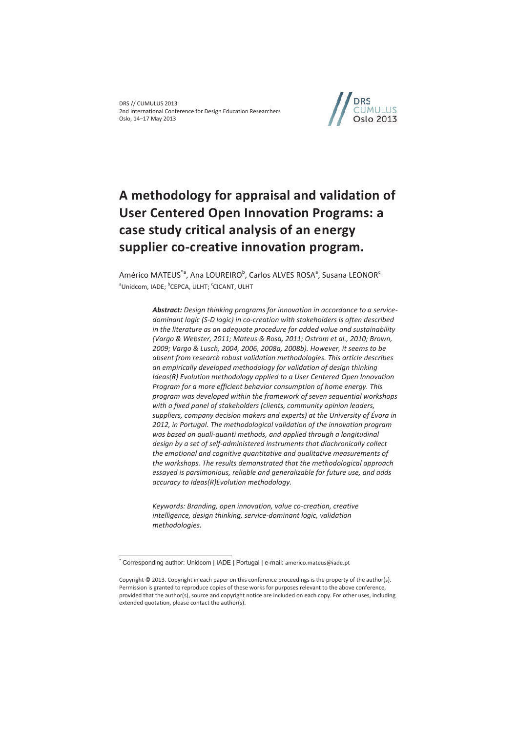# A methodology for appraisal and validation of User Centered Open Innovation Programs: a case study critical analysis of an energy supplier co-creative innovation program.

Américo MATEUS[*a], Ana LOUREIRO[b], Carlos ALVES ROSA[a], Susana LEONOR[c]

[a]Unidcom, IADE; [b]CEPCA, ULHT; [c]CICANT, ULHT

> ***Abstract:*** *Design thinking programs for innovation in accordance to a service-dominant logic (S-D logic) in co-creation with stakeholders is often described in the literature as an adequate procedure for added value and sustainability (Vargo & Webster, 2011; Mateus & Rosa, 2011; Ostrom et al., 2010; Brown, 2009; Vargo & Lusch, 2004, 2006, 2008a, 2008b). However, it seems to be absent from research robust validation methodologies. This article describes an empirically developed methodology for validation of design thinking Ideas(R) Evolution methodology applied to a User Centered Open Innovation Program for a more efficient behavior consumption of home energy. This program was developed within the framework of seven sequential workshops with a fixed panel of stakeholders (clients, community opinion leaders, suppliers, company decision makers and experts) at the University of Évora in 2012, in Portugal. The methodological validation of the innovation program was based on quali-quanti methods, and applied through a longitudinal design by a set of self-administered instruments that diachronically collect the emotional and cognitive quantitative and qualitative measurements of the workshops. The results demonstrated that the methodological approach essayed is parsimonious, reliable and generalizable for future use, and adds accuracy to Ideas(R)Evolution methodology.*
>
> *Keywords: Branding, open innovation, value co-creation, creative intelligence, design thinking, service-dominant logic, validation methodologies.*

[*] Corresponding author: Unidcom | IADE | Portugal | e-mail: americo.mateus@iade.pt

Copyright © 2013. Copyright in each paper on this conference proceedings is the property of the author(s). Permission is granted to reproduce copies of these works for purposes relevant to the above conference, provided that the author(s), source and copyright notice are included on each copy. For other uses, including extended quotation, please contact the author(s).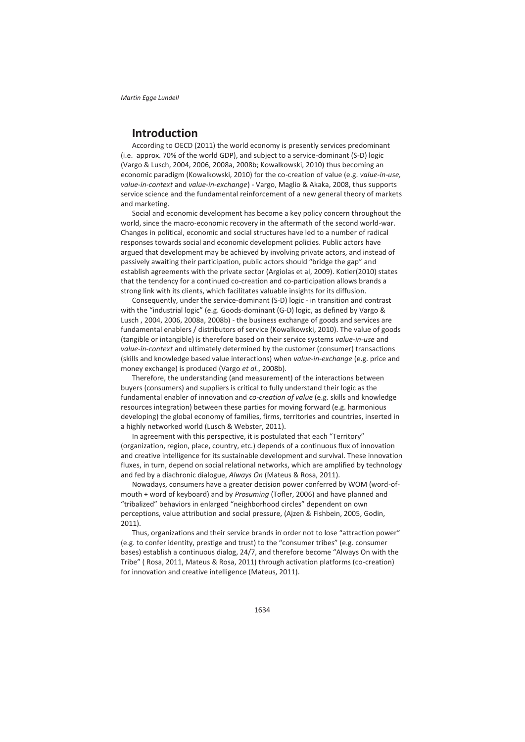## Introduction

According to OECD (2011) the world economy is presently services predominant (i.e. approx. 70% of the world GDP), and subject to a service-dominant (S-D) logic (Vargo & Lusch, 2004, 2006, 2008a, 2008b; Kowalkowski, 2010) thus becoming an economic paradigm (Kowalkowski, 2010) for the co-creation of value (e.g. *value-in-use, value-in-context* and *value-in-exchange*) - Vargo, Maglio & Akaka, 2008, thus supports service science and the fundamental reinforcement of a new general theory of markets and marketing.

Social and economic development has become a key policy concern throughout the world, since the macro-economic recovery in the aftermath of the second world-war. Changes in political, economic and social structures have led to a number of radical responses towards social and economic development policies. Public actors have argued that development may be achieved by involving private actors, and instead of passively awaiting their participation, public actors should "bridge the gap" and establish agreements with the private sector (Argiolas et al, 2009). Kotler(2010) states that the tendency for a continued co-creation and co-participation allows brands a strong link with its clients, which facilitates valuable insights for its diffusion.

Consequently, under the service-dominant (S-D) logic - in transition and contrast with the "industrial logic" (e.g. Goods-dominant (G-D) logic, as defined by Vargo & Lusch , 2004, 2006, 2008a, 2008b) - the business exchange of goods and services are fundamental enablers / distributors of service (Kowalkowski, 2010). The value of goods (tangible or intangible) is therefore based on their service systems *value-in-use* and *value-in-context* and ultimately determined by the customer (consumer) transactions (skills and knowledge based value interactions) when *value-in-exchange* (e.g. price and money exchange) is produced (Vargo *et al.*, 2008b).

Therefore, the understanding (and measurement) of the interactions between buyers (consumers) and suppliers is critical to fully understand their logic as the fundamental enabler of innovation and *co-creation of value* (e.g. skills and knowledge resources integration) between these parties for moving forward (e.g. harmonious developing) the global economy of families, firms, territories and countries, inserted in a highly networked world (Lusch & Webster, 2011).

In agreement with this perspective, it is postulated that each "Territory" (organization, region, place, country, etc.) depends of a continuous flux of innovation and creative intelligence for its sustainable development and survival. These innovation fluxes, in turn, depend on social relational networks, which are amplified by technology and fed by a diachronic dialogue, *Always On* (Mateus & Rosa, 2011).

Nowadays, consumers have a greater decision power conferred by WOM (word-of-mouth + word of keyboard) and by *Prosuming* (Tofler, 2006) and have planned and "tribalized" behaviors in enlarged "neighborhood circles" dependent on own perceptions, value attribution and social pressure, (Ajzen & Fishbein, 2005, Godin, 2011).

Thus, organizations and their service brands in order not to lose "attraction power" (e.g. to confer identity, prestige and trust) to the "consumer tribes" (e.g. consumer bases) establish a continuous dialog, 24/7, and therefore become "Always On with the Tribe" ( Rosa, 2011, Mateus & Rosa, 2011) through activation platforms (co-creation) for innovation and creative intelligence (Mateus, 2011).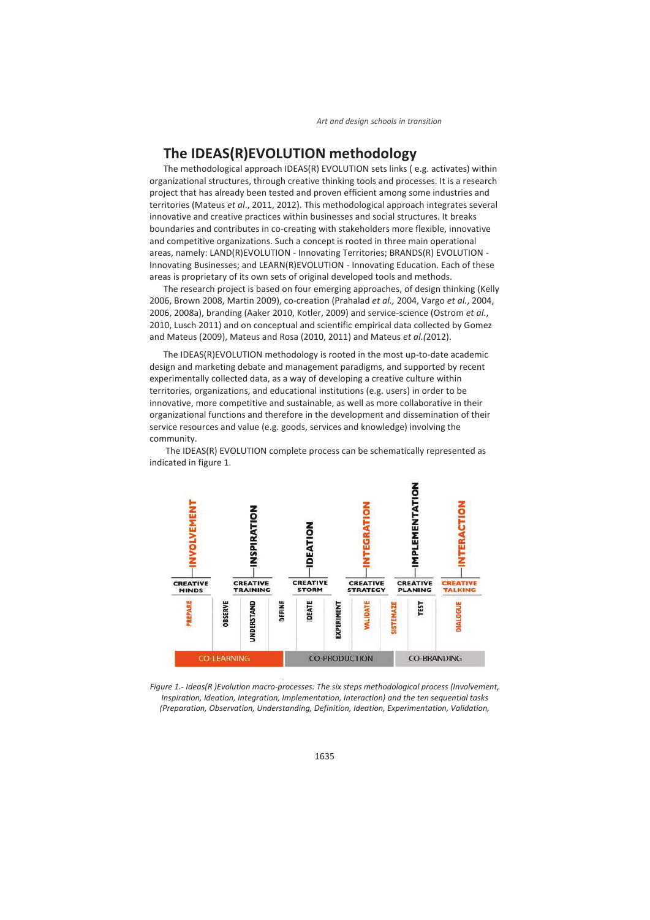## The IDEAS(R)EVOLUTION methodology

The methodological approach IDEAS(R) EVOLUTION sets links ( e.g. activates) within organizational structures, through creative thinking tools and processes. It is a research project that has already been tested and proven efficient among some industries and territories (Mateus *et al*., 2011, 2012). This methodological approach integrates several innovative and creative practices within businesses and social structures. It breaks boundaries and contributes in co-creating with stakeholders more flexible, innovative and competitive organizations. Such a concept is rooted in three main operational areas, namely: LAND(R)EVOLUTION - Innovating Territories; BRANDS(R) EVOLUTION - Innovating Businesses; and LEARN(R)EVOLUTION - Innovating Education. Each of these areas is proprietary of its own sets of original developed tools and methods.

The research project is based on four emerging approaches, of design thinking (Kelly 2006, Brown 2008, Martin 2009), co-creation (Prahalad *et al.,* 2004, Vargo *et al.*, 2004, 2006, 2008a), branding (Aaker 2010, Kotler, 2009) and service-science (Ostrom *et al.*, 2010, Lusch 2011) and on conceptual and scientific empirical data collected by Gomez and Mateus (2009), Mateus and Rosa (2010, 2011) and Mateus *et al.(*2012).

The IDEAS(R)EVOLUTION methodology is rooted in the most up-to-date academic design and marketing debate and management paradigms, and supported by recent experimentally collected data, as a way of developing a creative culture within territories, organizations, and educational institutions (e.g. users) in order to be innovative, more competitive and sustainable, as well as more collaborative in their organizational functions and therefore in the development and dissemination of their service resources and value (e.g. goods, services and knowledge) involving the community.

The IDEAS(R) EVOLUTION complete process can be schematically represented as indicated in figure 1.

INVOLVEMENT — CREATIVE MINDS; INSPIRATION — CREATIVE TRAINING; IDEATION — CREATIVE STORM; INTEGRATION — CREATIVE STRATEGY; IMPLEMENTATION — CREATIVE PLANING; INTERACTION — CREATIVE TALKING

PREPARE, OBSERVE, UNDERSTAND, DEFINE, IDEATE, EXPERIMENT, VALIDATE, SISTEMAZE, TEST, DIALOGUE

CO-LEARNING | CO-PRODUCTION | CO-BRANDING

*Figure 1.- Ideas(R )Evolution macro-processes: The six steps methodological process (Involvement, Inspiration, Ideation, Integration, Implementation, Interaction) and the ten sequential tasks (Preparation, Observation, Understanding, Definition, Ideation, Experimentation, Validation,*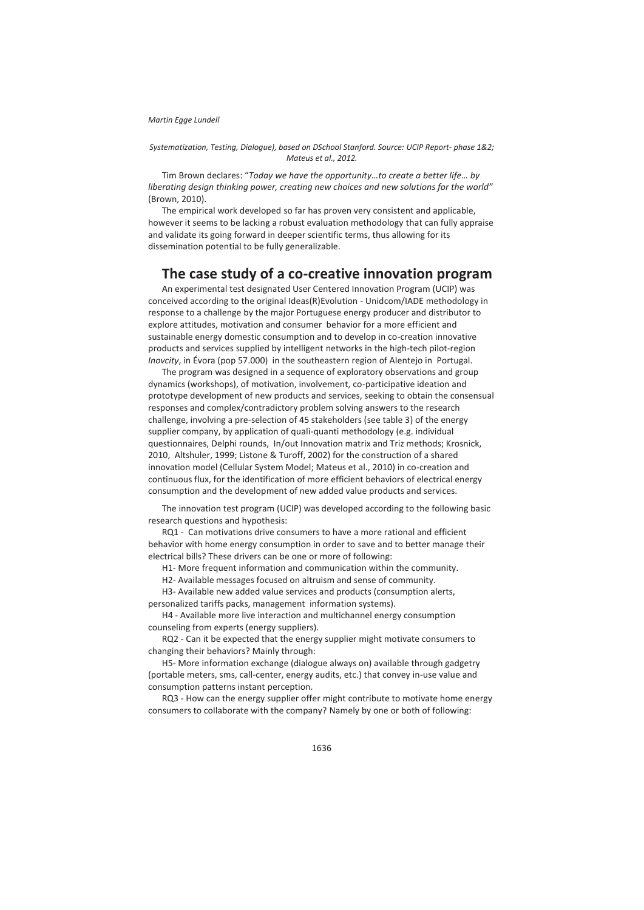*Systematization, Testing, Dialogue), based on DSchool Stanford. Source: UCIP Report- phase 1&2; Mateus et al., 2012.*

Tim Brown declares: "*Today we have the opportunity…to create a better life… by liberating design thinking power, creating new choices and new solutions for the world*" (Brown, 2010).

The empirical work developed so far has proven very consistent and applicable, however it seems to be lacking a robust evaluation methodology that can fully appraise and validate its going forward in deeper scientific terms, thus allowing for its dissemination potential to be fully generalizable.

## The case study of a co-creative innovation program

An experimental test designated User Centered Innovation Program (UCIP) was conceived according to the original Ideas(R)Evolution - Unidcom/IADE methodology in response to a challenge by the major Portuguese energy producer and distributor to explore attitudes, motivation and consumer behavior for a more efficient and sustainable energy domestic consumption and to develop in co-creation innovative products and services supplied by intelligent networks in the high-tech pilot-region *Inovcity*, in Évora (pop 57.000) in the southeastern region of Alentejo in Portugal.

The program was designed in a sequence of exploratory observations and group dynamics (workshops), of motivation, involvement, co-participative ideation and prototype development of new products and services, seeking to obtain the consensual responses and complex/contradictory problem solving answers to the research challenge, involving a pre-selection of 45 stakeholders (see table 3) of the energy supplier company, by application of quali-quanti methodology (e.g. individual questionnaires, Delphi rounds, In/out Innovation matrix and Triz methods; Krosnick, 2010, Altshuler, 1999; Listone & Turoff, 2002) for the construction of a shared innovation model (Cellular System Model; Mateus et al., 2010) in co-creation and continuous flux, for the identification of more efficient behaviors of electrical energy consumption and the development of new added value products and services.

The innovation test program (UCIP) was developed according to the following basic research questions and hypothesis:

RQ1 - Can motivations drive consumers to have a more rational and efficient behavior with home energy consumption in order to save and to better manage their electrical bills? These drivers can be one or more of following:

H1- More frequent information and communication within the community.

H2- Available messages focused on altruism and sense of community.

H3- Available new added value services and products (consumption alerts, personalized tariffs packs, management information systems).

H4 - Available more live interaction and multichannel energy consumption counseling from experts (energy suppliers).

RQ2 - Can it be expected that the energy supplier might motivate consumers to changing their behaviors? Mainly through:

H5- More information exchange (dialogue always on) available through gadgetry (portable meters, sms, call-center, energy audits, etc.) that convey in-use value and consumption patterns instant perception.

RQ3 - How can the energy supplier offer might contribute to motivate home energy consumers to collaborate with the company? Namely by one or both of following: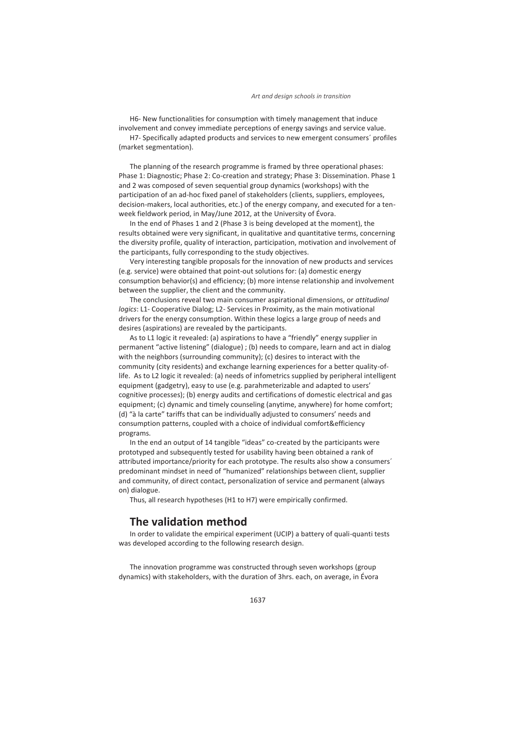H6- New functionalities for consumption with timely management that induce involvement and convey immediate perceptions of energy savings and service value.

H7- Specifically adapted products and services to new emergent consumers´ profiles (market segmentation).

The planning of the research programme is framed by three operational phases: Phase 1: Diagnostic; Phase 2: Co-creation and strategy; Phase 3: Dissemination. Phase 1 and 2 was composed of seven sequential group dynamics (workshops) with the participation of an ad-hoc fixed panel of stakeholders (clients, suppliers, employees, decision-makers, local authorities, etc.) of the energy company, and executed for a ten-week fieldwork period, in May/June 2012, at the University of Évora.

In the end of Phases 1 and 2 (Phase 3 is being developed at the moment), the results obtained were very significant, in qualitative and quantitative terms, concerning the diversity profile, quality of interaction, participation, motivation and involvement of the participants, fully corresponding to the study objectives.

Very interesting tangible proposals for the innovation of new products and services (e.g. service) were obtained that point-out solutions for: (a) domestic energy consumption behavior(s) and efficiency; (b) more intense relationship and involvement between the supplier, the client and the community.

The conclusions reveal two main consumer aspirational dimensions, or *attitudinal logics*: L1- Cooperative Dialog; L2- Services in Proximity, as the main motivational drivers for the energy consumption. Within these logics a large group of needs and desires (aspirations) are revealed by the participants.

As to L1 logic it revealed: (a) aspirations to have a "friendly" energy supplier in permanent "active listening" (dialogue) ; (b) needs to compare, learn and act in dialog with the neighbors (surrounding community); (c) desires to interact with the community (city residents) and exchange learning experiences for a better quality-of-life. As to L2 logic it revealed: (a) needs of infometrics supplied by peripheral intelligent equipment (gadgetry), easy to use (e.g. parahmeterizable and adapted to users' cognitive processes); (b) energy audits and certifications of domestic electrical and gas equipment; (c) dynamic and timely counseling (anytime, anywhere) for home comfort; (d) "à la carte" tariffs that can be individually adjusted to consumers' needs and consumption patterns, coupled with a choice of individual comfort&efficiency programs.

In the end an output of 14 tangible "ideas" co-created by the participants were prototyped and subsequently tested for usability having been obtained a rank of attributed importance/priority for each prototype. The results also show a consumers´ predominant mindset in need of "humanized" relationships between client, supplier and community, of direct contact, personalization of service and permanent (always on) dialogue.

Thus, all research hypotheses (H1 to H7) were empirically confirmed.

## The validation method

In order to validate the empirical experiment (UCIP) a battery of quali-quanti tests was developed according to the following research design.

The innovation programme was constructed through seven workshops (group dynamics) with stakeholders, with the duration of 3hrs. each, on average, in Évora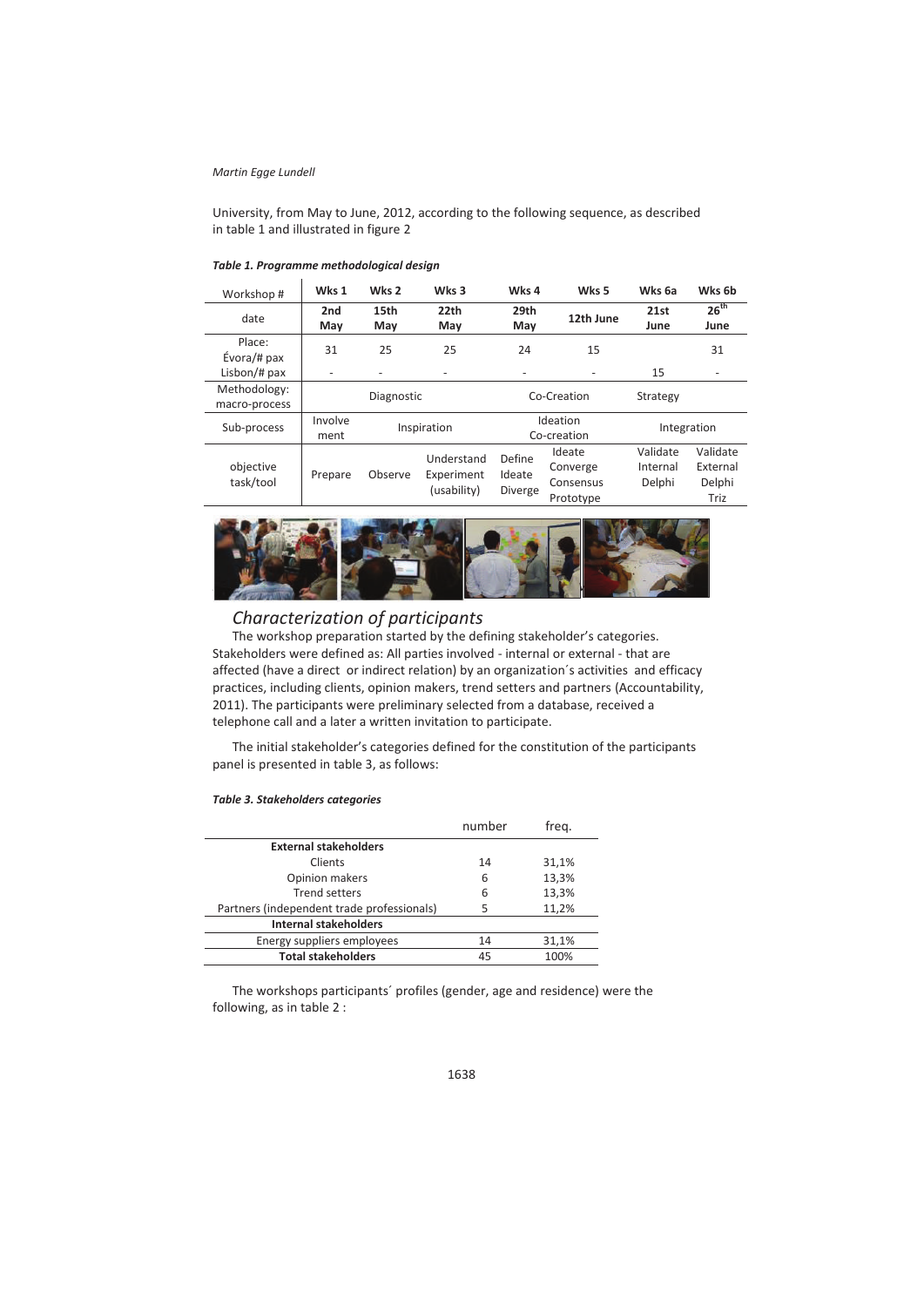University, from May to June, 2012, according to the following sequence, as described in table 1 and illustrated in figure 2

***Table 1. Programme methodological design***

| Workshop # | Wks 1 | Wks 2 | Wks 3 | Wks 4 | Wks 5 | Wks 6a | Wks 6b |
|---|---|---|---|---|---|---|---|
| date | **2nd May** | **15th May** | **22th May** | **29th May** | **12th June** | **21st June** | **26th June** |
| Place: Évora/# pax | 31 | 25 | 25 | 24 | 15 | | 31 |
| Lisbon/# pax | - | - | - | - | - | 15 | - |
| Methodology: macro-process | | Diagnostic | | | Co-Creation | Strategy | |
| Sub-process | Involvement | Inspiration | | | Ideation Co-creation | Integration | |
| objective task/tool | Prepare | Observe | Understand Experiment (usability) | Define Ideate Diverge | Ideate Converge Consensus Prototype | Validate Internal Delphi | Validate External Delphi Triz |

## Characterization of participants

The workshop preparation started by the defining stakeholder's categories. Stakeholders were defined as: All parties involved - internal or external - that are affected (have a direct or indirect relation) by an organization´s activities and efficacy practices, including clients, opinion makers, trend setters and partners (Accountability, 2011). The participants were preliminary selected from a database, received a telephone call and a later a written invitation to participate.

The initial stakeholder's categories defined for the constitution of the participants panel is presented in table 3, as follows:

***Table 3. Stakeholders categories***

| | number | freq. |
|---|---|---|
| **External stakeholders** | | |
| Clients | 14 | 31,1% |
| Opinion makers | 6 | 13,3% |
| Trend setters | 6 | 13,3% |
| Partners (independent trade professionals) | 5 | 11,2% |
| **Internal stakeholders** | | |
| Energy suppliers employees | 14 | 31,1% |
| **Total stakeholders** | 45 | 100% |

The workshops participants´ profiles (gender, age and residence) were the following, as in table 2 :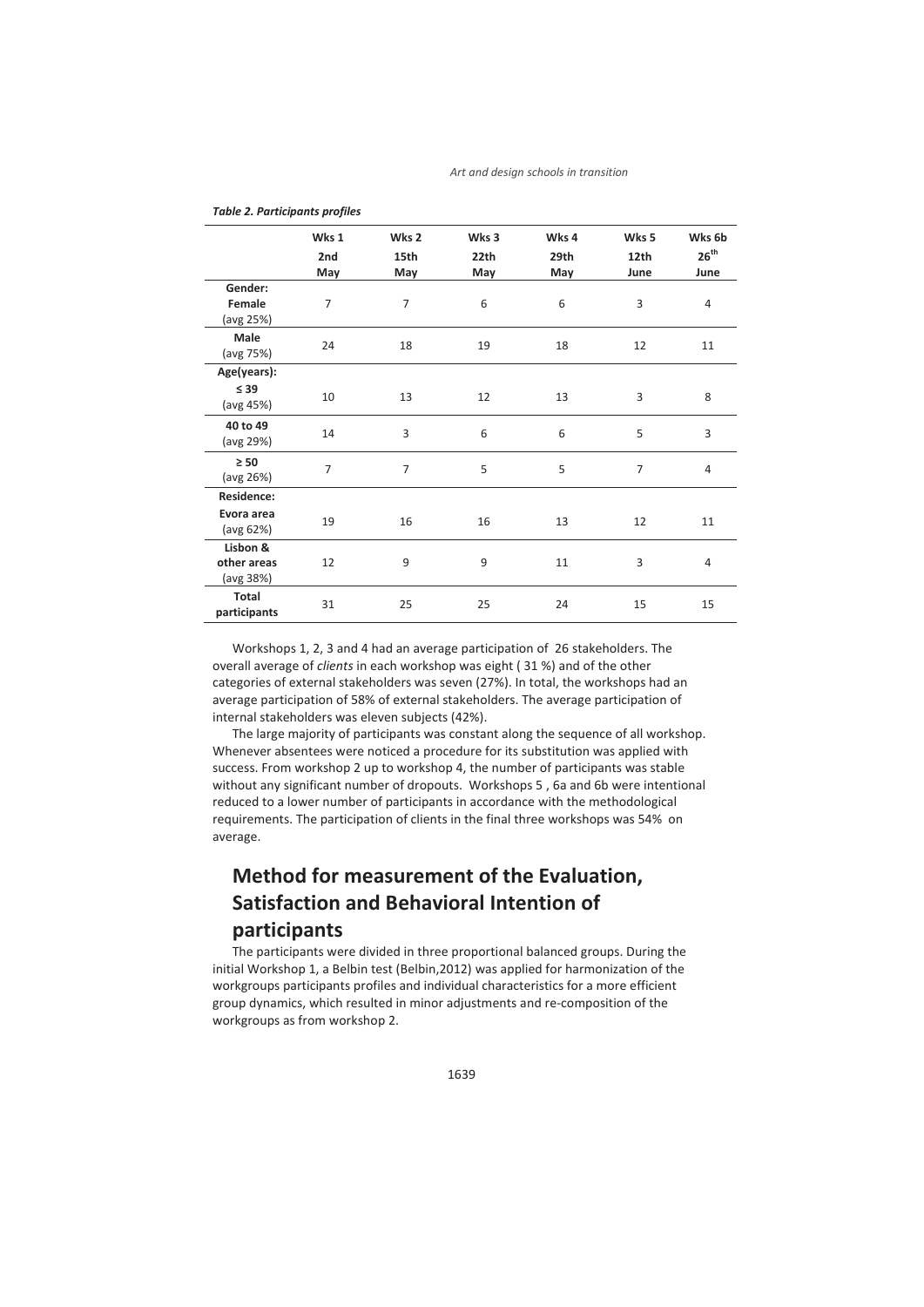***Table 2. Participants profiles***

| | Wks 1 2nd May | Wks 2 15th May | Wks 3 22th May | Wks 4 29th May | Wks 5 12th June | Wks 6b 26th June |
|---|---|---|---|---|---|---|
| **Gender:** **Female** (avg 25%) | 7 | 7 | 6 | 6 | 3 | 4 |
| **Male** (avg 75%) | 24 | 18 | 19 | 18 | 12 | 11 |
| **Age(years):** **≤ 39** (avg 45%) | 10 | 13 | 12 | 13 | 3 | 8 |
| **40 to 49** (avg 29%) | 14 | 3 | 6 | 6 | 5 | 3 |
| **≥ 50** (avg 26%) | 7 | 7 | 5 | 5 | 7 | 4 |
| **Residence:** **Evora area** (avg 62%) | 19 | 16 | 16 | 13 | 12 | 11 |
| **Lisbon & other areas** (avg 38%) | 12 | 9 | 9 | 11 | 3 | 4 |
| **Total participants** | 31 | 25 | 25 | 24 | 15 | 15 |

Workshops 1, 2, 3 and 4 had an average participation of 26 stakeholders. The overall average of *clients* in each workshop was eight ( 31 %) and of the other categories of external stakeholders was seven (27%). In total, the workshops had an average participation of 58% of external stakeholders. The average participation of internal stakeholders was eleven subjects (42%).

The large majority of participants was constant along the sequence of all workshop. Whenever absentees were noticed a procedure for its substitution was applied with success. From workshop 2 up to workshop 4, the number of participants was stable without any significant number of dropouts. Workshops 5 , 6a and 6b were intentional reduced to a lower number of participants in accordance with the methodological requirements. The participation of clients in the final three workshops was 54% on average.

## Method for measurement of the Evaluation, Satisfaction and Behavioral Intention of participants

The participants were divided in three proportional balanced groups. During the initial Workshop 1, a Belbin test (Belbin,2012) was applied for harmonization of the workgroups participants profiles and individual characteristics for a more efficient group dynamics, which resulted in minor adjustments and re-composition of the workgroups as from workshop 2.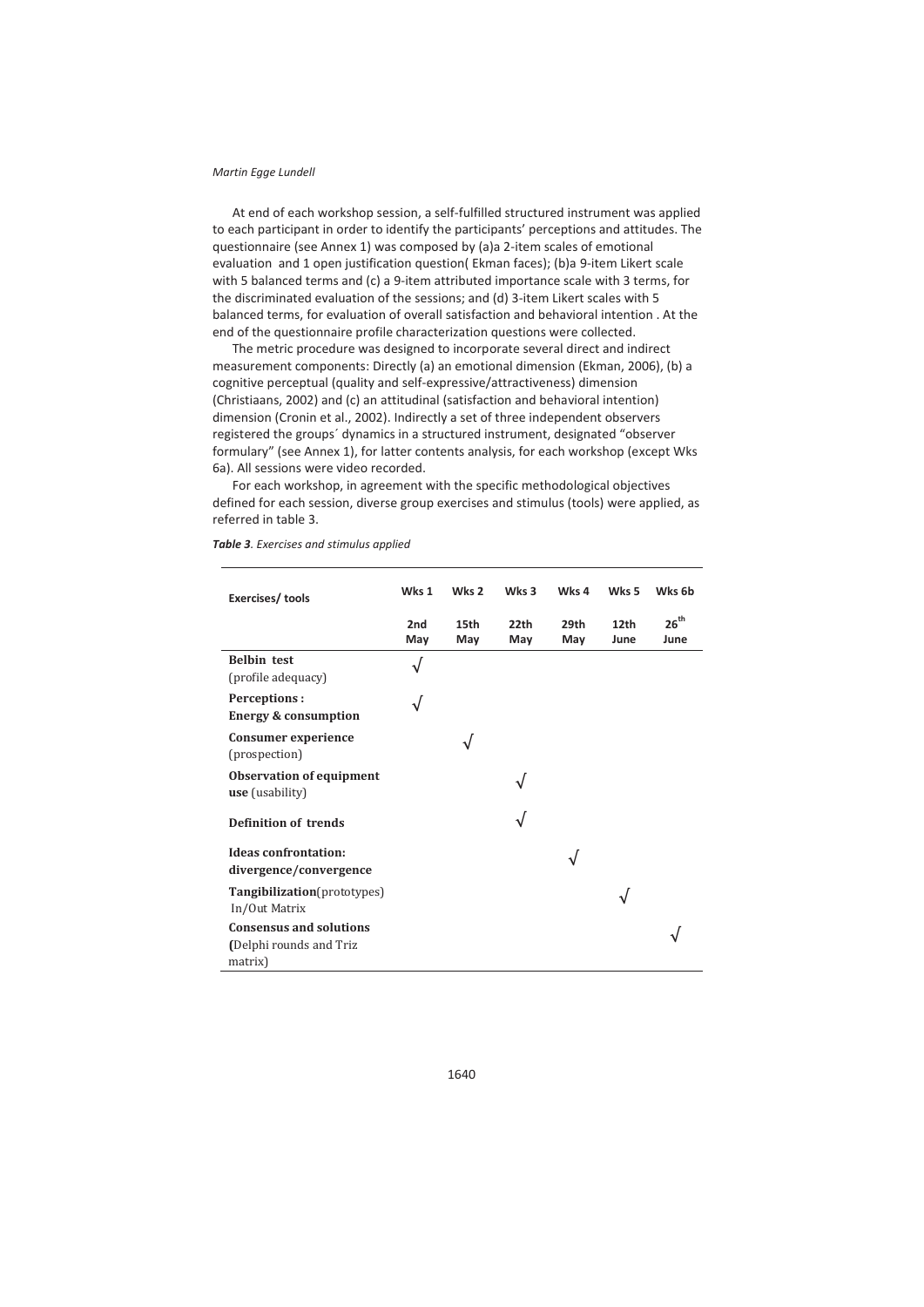At end of each workshop session, a self-fulfilled structured instrument was applied to each participant in order to identify the participants' perceptions and attitudes. The questionnaire (see Annex 1) was composed by (a)a 2-item scales of emotional evaluation and 1 open justification question( Ekman faces); (b)a 9-item Likert scale with 5 balanced terms and (c) a 9-item attributed importance scale with 3 terms, for the discriminated evaluation of the sessions; and (d) 3-item Likert scales with 5 balanced terms, for evaluation of overall satisfaction and behavioral intention . At the end of the questionnaire profile characterization questions were collected.

The metric procedure was designed to incorporate several direct and indirect measurement components: Directly (a) an emotional dimension (Ekman, 2006), (b) a cognitive perceptual (quality and self-expressive/attractiveness) dimension (Christiaans, 2002) and (c) an attitudinal (satisfaction and behavioral intention) dimension (Cronin et al., 2002). Indirectly a set of three independent observers registered the groups´ dynamics in a structured instrument, designated "observer formulary" (see Annex 1), for latter contents analysis, for each workshop (except Wks 6a). All sessions were video recorded.

For each workshop, in agreement with the specific methodological objectives defined for each session, diverse group exercises and stimulus (tools) were applied, as referred in table 3.

***Table 3**. Exercises and stimulus applied*

| Exercises/ tools | Wks 1 | Wks 2 | Wks 3 | Wks 4 | Wks 5 | Wks 6b |
|---|---|---|---|---|---|---|
| | 2nd May | 15th May | 22th May | 29th May | 12th June | 26th June |
| **Belbin test** (profile adequacy) | √ | | | | | |
| **Perceptions : Energy & consumption** | √ | | | | | |
| **Consumer experience** (prospection) | | √ | | | | |
| **Observation of equipment use** (usability) | | | √ | | | |
| **Definition of trends** | | | √ | | | |
| **Ideas confrontation: divergence/convergence** | | | | √ | | |
| **Tangibilization**(prototypes) In/Out Matrix | | | | | √ | |
| **Consensus and solutions (**Delphi rounds and Triz matrix) | | | | | | √ |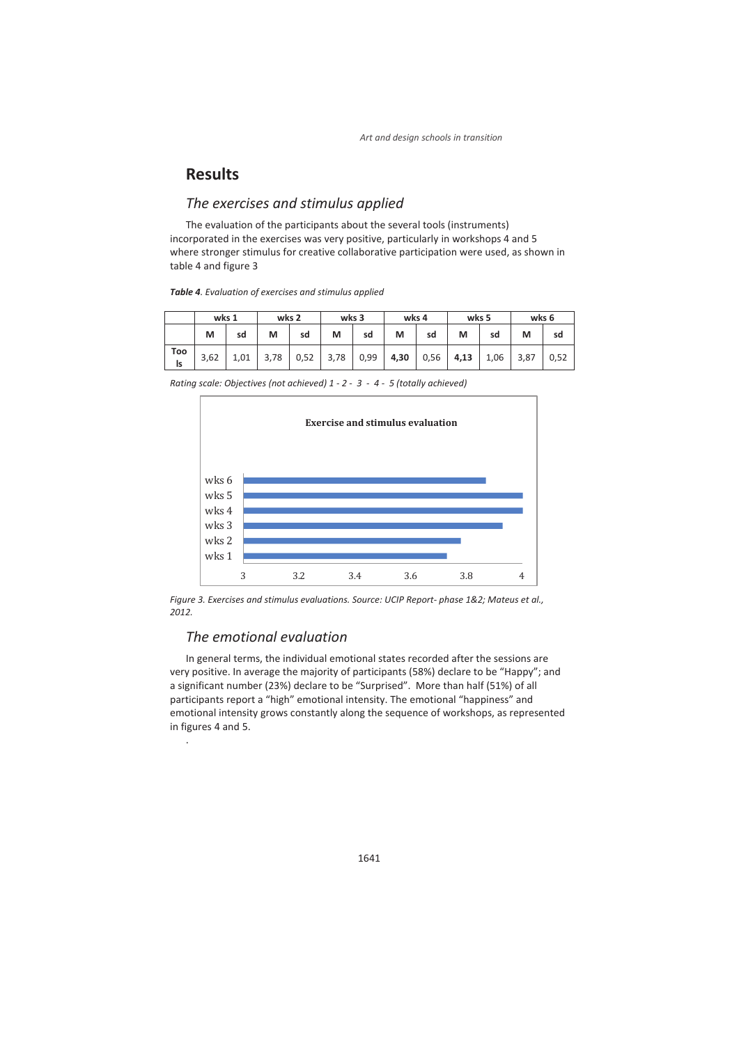## Results

### *The exercises and stimulus applied*

The evaluation of the participants about the several tools (instruments) incorporated in the exercises was very positive, particularly in workshops 4 and 5 where stronger stimulus for creative collaborative participation were used, as shown in table 4 and figure 3

***Table 4****. Evaluation of exercises and stimulus applied*

| | wks 1 | | wks 2 | | wks 3 | | wks 4 | | wks 5 | | wks 6 | |
|---|---|---|---|---|---|---|---|---|---|---|---|---|
| | **M** | **sd** | **M** | **sd** | **M** | **sd** | **M** | **sd** | **M** | **sd** | **M** | **sd** |
| **Tools** | 3,62 | 1,01 | 3,78 | 0,52 | 3,78 | 0,99 | **4,30** | 0,56 | **4,13** | 1,06 | 3,87 | 0,52 |

*Rating scale: Objectives (not achieved) 1 - 2 - 3 - 4 - 5 (totally achieved)*

*Figure 3. Exercises and stimulus evaluations. Source: UCIP Report- phase 1&2; Mateus et al., 2012.*

### *The emotional evaluation*

In general terms, the individual emotional states recorded after the sessions are very positive. In average the majority of participants (58%) declare to be "Happy"; and a significant number (23%) declare to be "Surprised". More than half (51%) of all participants report a "high" emotional intensity. The emotional "happiness" and emotional intensity grows constantly along the sequence of workshops, as represented in figures 4 and 5.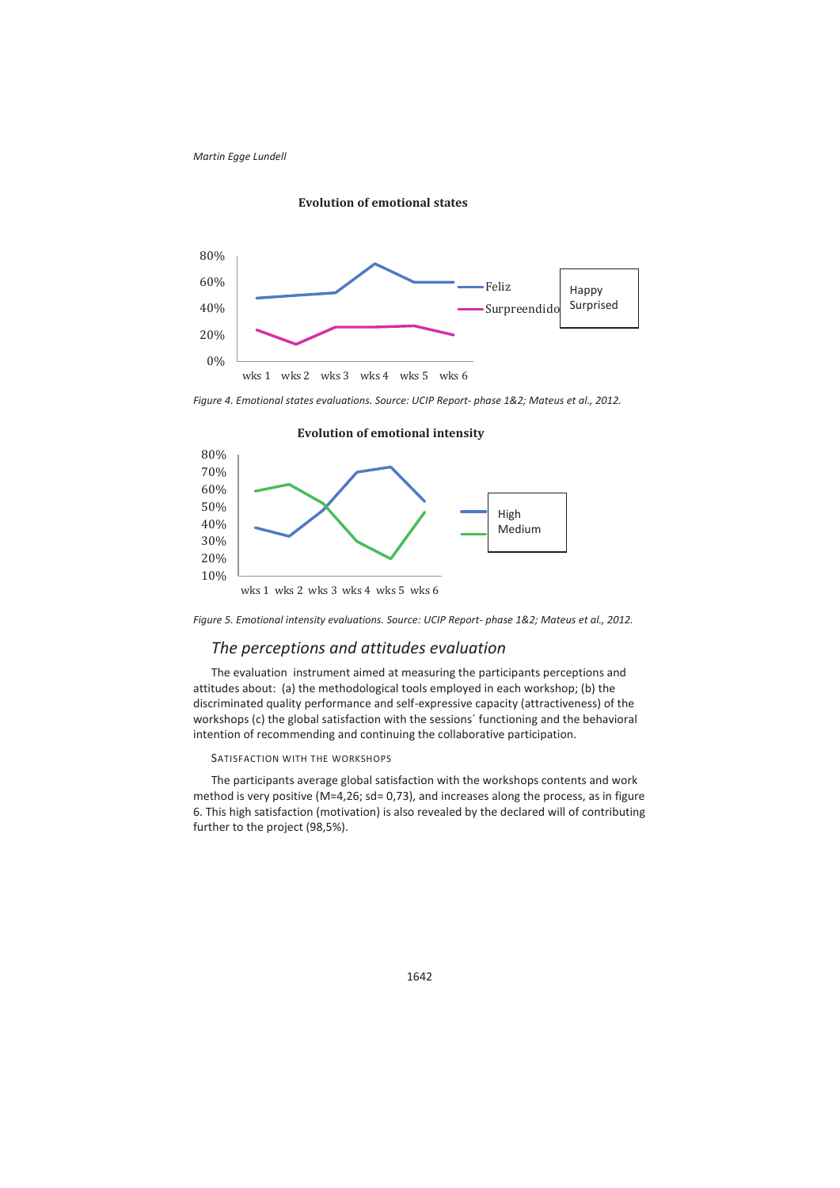Figure 4. Emotional states evaluations. Source: UCIP Report- phase 1&2; Mateus et al., 2012.

Figure 5. Emotional intensity evaluations. Source: UCIP Report- phase 1&2; Mateus et al., 2012.

## *The perceptions and attitudes evaluation*

The evaluation instrument aimed at measuring the participants perceptions and attitudes about: (a) the methodological tools employed in each workshop; (b) the discriminated quality performance and self-expressive capacity (attractiveness) of the workshops (c) the global satisfaction with the sessions´ functioning and the behavioral intention of recommending and continuing the collaborative participation.

### SATISFACTION WITH THE WORKSHOPS

The participants average global satisfaction with the workshops contents and work method is very positive (M=4,26; sd= 0,73), and increases along the process, as in figure 6. This high satisfaction (motivation) is also revealed by the declared will of contributing further to the project (98,5%).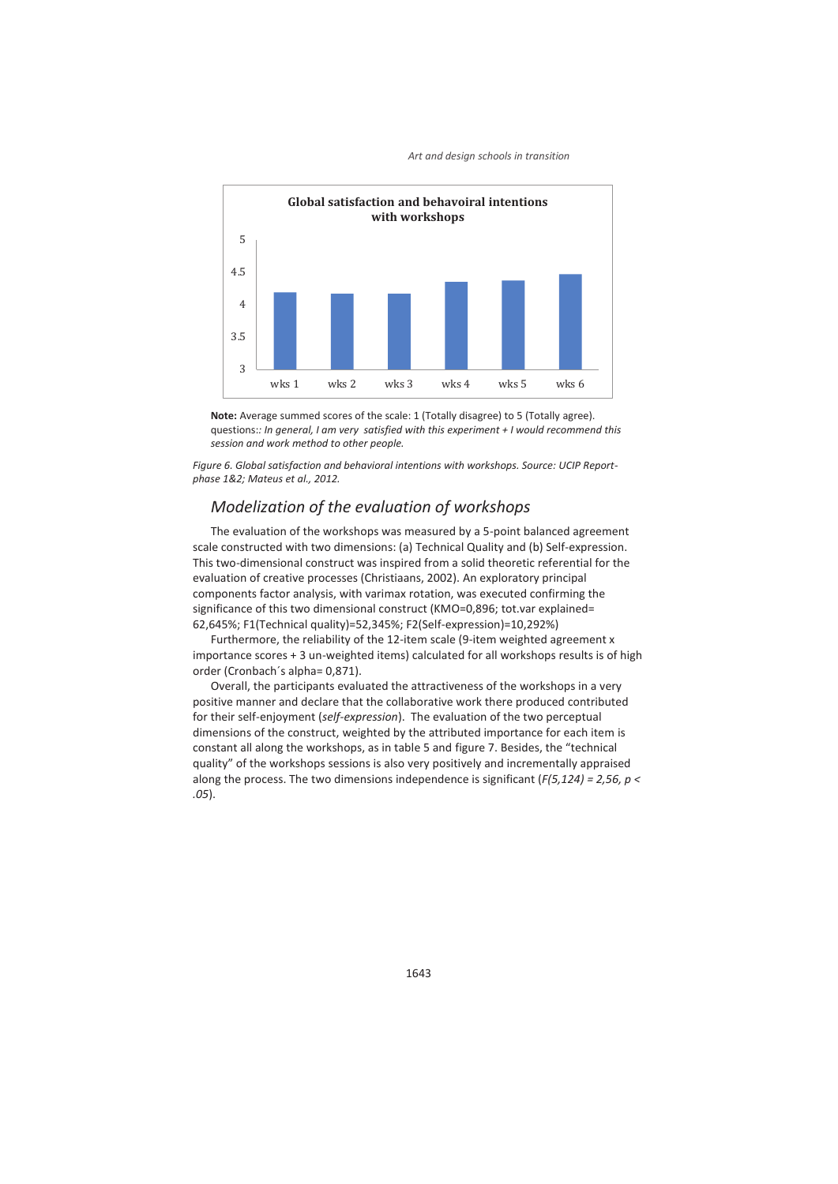**Global satisfaction and behavoiral intentions with workshops**

**Note:** Average summed scores of the scale: 1 (Totally disagree) to 5 (Totally agree). questions:: *In general, I am very satisfied with this experiment + I would recommend this session and work method to other people.*

*Figure 6. Global satisfaction and behavioral intentions with workshops. Source: UCIP Report-phase 1&2; Mateus et al., 2012.*

## *Modelization of the evaluation of workshops*

The evaluation of the workshops was measured by a 5-point balanced agreement scale constructed with two dimensions: (a) Technical Quality and (b) Self-expression. This two-dimensional construct was inspired from a solid theoretic referential for the evaluation of creative processes (Christiaans, 2002). An exploratory principal components factor analysis, with varimax rotation, was executed confirming the significance of this two dimensional construct (KMO=0,896; tot.var explained= 62,645%; F1(Technical quality)=52,345%; F2(Self-expression)=10,292%)

Furthermore, the reliability of the 12-item scale (9-item weighted agreement x importance scores + 3 un-weighted items) calculated for all workshops results is of high order (Cronbach´s alpha= 0,871).

Overall, the participants evaluated the attractiveness of the workshops in a very positive manner and declare that the collaborative work there produced contributed for their self-enjoyment (*self-expression*). The evaluation of the two perceptual dimensions of the construct, weighted by the attributed importance for each item is constant all along the workshops, as in table 5 and figure 7. Besides, the "technical quality" of the workshops sessions is also very positively and incrementally appraised along the process. The two dimensions independence is significant ($F(5,124) = 2,56$, $p < .05$).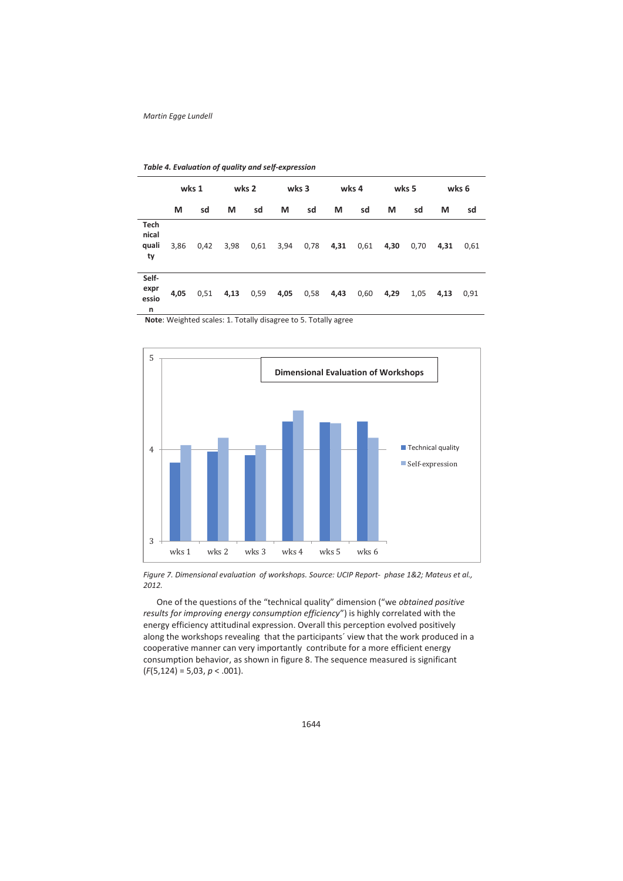*Table 4. Evaluation of quality and self-expression*

| | wks 1 | | wks 2 | | wks 3 | | wks 4 | | wks 5 | | wks 6 | |
|---|---|---|---|---|---|---|---|---|---|---|---|---|
| | M | sd | M | sd | M | sd | M | sd | M | sd | M | sd |
| **Technical quality** | 3,86 | 0,42 | 3,98 | 0,61 | 3,94 | 0,78 | **4,31** | 0,61 | **4,30** | 0,70 | **4,31** | 0,61 |
| **Self-expression** | **4,05** | 0,51 | **4,13** | 0,59 | **4,05** | 0,58 | **4,43** | 0,60 | **4,29** | 1,05 | **4,13** | 0,91 |

**Note**: Weighted scales: 1. Totally disagree to 5. Totally agree

*Figure 7. Dimensional evaluation of workshops. Source: UCIP Report- phase 1&2; Mateus et al., 2012.*

One of the questions of the "technical quality" dimension ("we *obtained positive results for improving energy consumption efficiency*") is highly correlated with the energy efficiency attitudinal expression. Overall this perception evolved positively along the workshops revealing that the participants´ view that the work produced in a cooperative manner can very importantly contribute for a more efficient energy consumption behavior, as shown in figure 8. The sequence measured is significant ($F(5,124) = 5{,}03$, $p < .001$).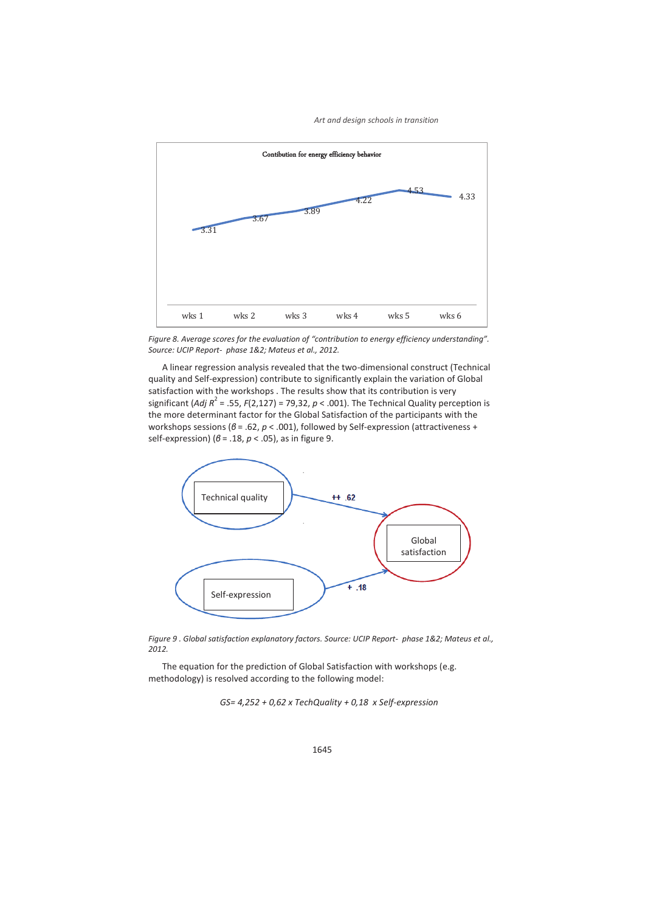Contibution for energy efficiency behavior

| wks 1 | wks 2 | wks 3 | wks 4 | wks 5 | wks 6 |
|---|---|---|---|---|---|
| 3.31 | 3.67 | 3.89 | 4.22 | 4.53 | 4.33 |

*Figure 8. Average scores for the evaluation of "contribution to energy efficiency understanding". Source: UCIP Report- phase 1&2; Mateus et al., 2012.*

A linear regression analysis revealed that the two-dimensional construct (Technical quality and Self-expression) contribute to significantly explain the variation of Global satisfaction with the workshops . The results show that its contribution is very significant ($Adj\ R^2 = .55$, $F(2,127) = 79{,}32$, $p < .001$). The Technical Quality perception is the more determinant factor for the Global Satisfaction of the participants with the workshops sessions ($\beta = .62$, $p < .001$), followed by Self-expression (attractiveness + self-expression) ($\beta = .18$, $p < .05$), as in figure 9.

Technical quality → ++ .62 → Global satisfaction

Self-expression → + .18 → Global satisfaction

*Figure 9 . Global satisfaction explanatory factors. Source: UCIP Report- phase 1&2; Mateus et al., 2012.*

The equation for the prediction of Global Satisfaction with workshops (e.g. methodology) is resolved according to the following model:

*GS= 4,252 + 0,62 x TechQuality + 0,18 x Self-expression*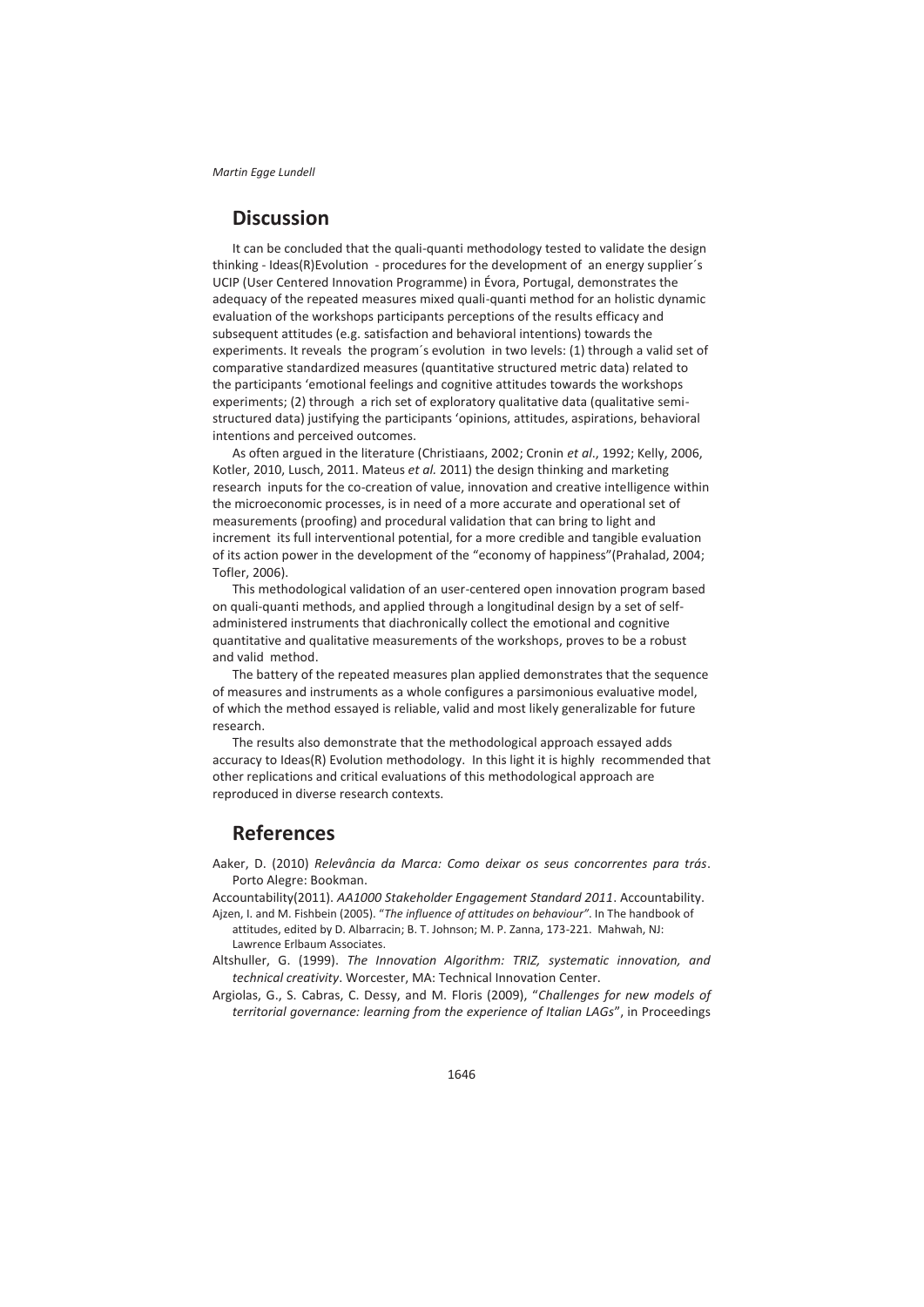## Discussion

It can be concluded that the quali-quanti methodology tested to validate the design thinking - Ideas(R)Evolution - procedures for the development of an energy supplier´s UCIP (User Centered Innovation Programme) in Évora, Portugal, demonstrates the adequacy of the repeated measures mixed quali-quanti method for an holistic dynamic evaluation of the workshops participants perceptions of the results efficacy and subsequent attitudes (e.g. satisfaction and behavioral intentions) towards the experiments. It reveals the program´s evolution in two levels: (1) through a valid set of comparative standardized measures (quantitative structured metric data) related to the participants 'emotional feelings and cognitive attitudes towards the workshops experiments; (2) through a rich set of exploratory qualitative data (qualitative semi-structured data) justifying the participants 'opinions, attitudes, aspirations, behavioral intentions and perceived outcomes.

As often argued in the literature (Christiaans, 2002; Cronin *et al*., 1992; Kelly, 2006, Kotler, 2010, Lusch, 2011. Mateus *et al.* 2011) the design thinking and marketing research inputs for the co-creation of value, innovation and creative intelligence within the microeconomic processes, is in need of a more accurate and operational set of measurements (proofing) and procedural validation that can bring to light and increment its full interventional potential, for a more credible and tangible evaluation of its action power in the development of the "economy of happiness"(Prahalad, 2004; Tofler, 2006).

This methodological validation of an user-centered open innovation program based on quali-quanti methods, and applied through a longitudinal design by a set of self-administered instruments that diachronically collect the emotional and cognitive quantitative and qualitative measurements of the workshops, proves to be a robust and valid method.

The battery of the repeated measures plan applied demonstrates that the sequence of measures and instruments as a whole configures a parsimonious evaluative model, of which the method essayed is reliable, valid and most likely generalizable for future research.

The results also demonstrate that the methodological approach essayed adds accuracy to Ideas(R) Evolution methodology. In this light it is highly recommended that other replications and critical evaluations of this methodological approach are reproduced in diverse research contexts.

## References

Aaker, D. (2010) *Relevância da Marca: Como deixar os seus concorrentes para trás*. Porto Alegre: Bookman.

Accountability(2011). *AA1000 Stakeholder Engagement Standard 2011*. Accountability.

Ajzen, I. and M. Fishbein (2005). "*The influence of attitudes on behaviour"*. In The handbook of attitudes, edited by D. Albarracin; B. T. Johnson; M. P. Zanna, 173-221. Mahwah, NJ: Lawrence Erlbaum Associates.

Altshuller, G. (1999). *The Innovation Algorithm: TRIZ, systematic innovation, and technical creativity*. Worcester, MA: Technical Innovation Center.

Argiolas, G., S. Cabras, C. Dessy, and M. Floris (2009), "*Challenges for new models of territorial governance: learning from the experience of Italian LAGs*", in Proceedings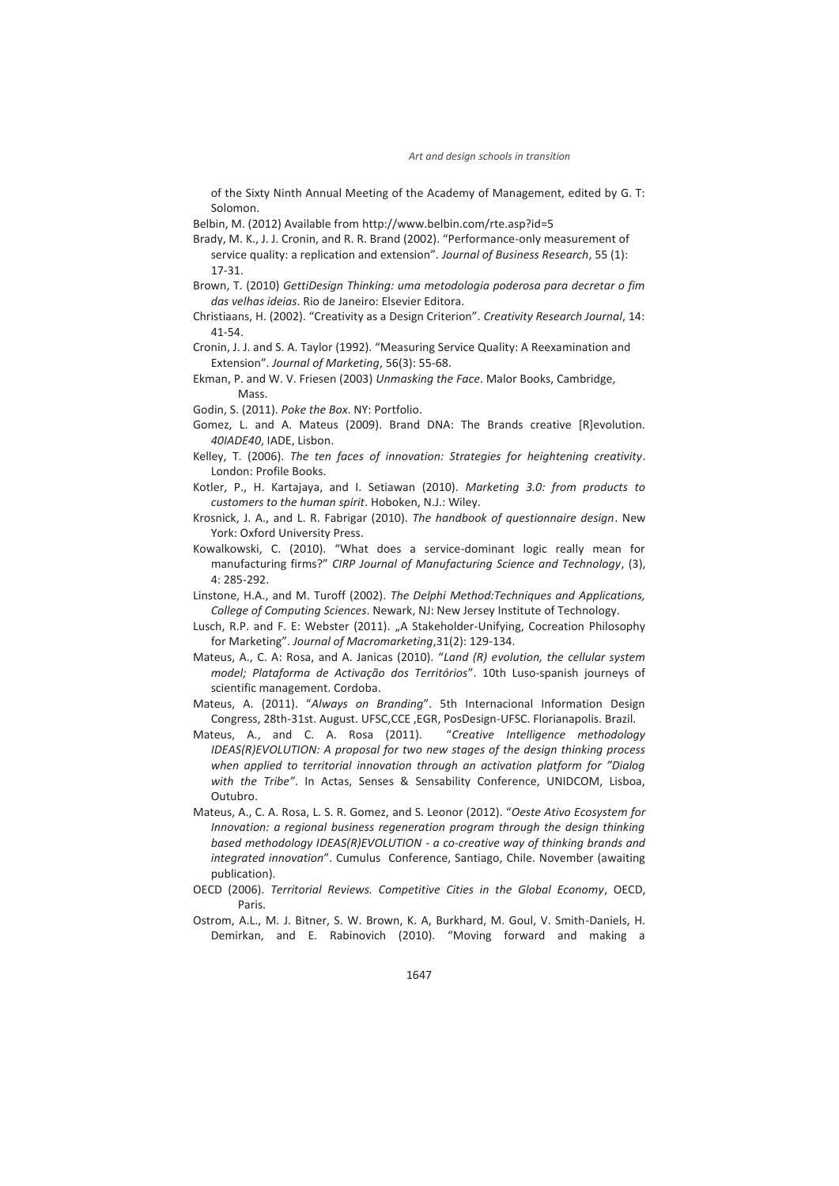of the Sixty Ninth Annual Meeting of the Academy of Management, edited by G. T: Solomon.

Belbin, M. (2012) Available from http://www.belbin.com/rte.asp?id=5

Brady, M. K., J. J. Cronin, and R. R. Brand (2002). "Performance-only measurement of service quality: a replication and extension". *Journal of Business Research*, 55 (1): 17-31.

Brown, T. (2010) *GettiDesign Thinking: uma metodologia poderosa para decretar o fim das velhas ideias*. Rio de Janeiro: Elsevier Editora.

Christiaans, H. (2002). "Creativity as a Design Criterion". *Creativity Research Journal*, 14: 41-54.

Cronin, J. J. and S. A. Taylor (1992). "Measuring Service Quality: A Reexamination and Extension". *Journal of Marketing*, 56(3): 55-68.

Ekman, P. and W. V. Friesen (2003) *Unmasking the Face*. Malor Books, Cambridge, Mass.

Godin, S. (2011). *Poke the Box*. NY: Portfolio.

Gomez, L. and A. Mateus (2009). Brand DNA: The Brands creative [R]evolution. *40IADE40*, IADE, Lisbon.

Kelley, T. (2006). *The ten faces of innovation: Strategies for heightening creativity*. London: Profile Books.

Kotler, P., H. Kartajaya, and I. Setiawan (2010). *Marketing 3.0: from products to customers to the human spirit*. Hoboken, N.J.: Wiley.

Krosnick, J. A., and L. R. Fabrigar (2010). *The handbook of questionnaire design*. New York: Oxford University Press.

Kowalkowski, C. (2010). "What does a service-dominant logic really mean for manufacturing firms?" *CIRP Journal of Manufacturing Science and Technology*, (3), 4: 285-292.

Linstone, H.A., and M. Turoff (2002). *The Delphi Method:Techniques and Applications, College of Computing Sciences*. Newark, NJ: New Jersey Institute of Technology.

Lusch, R.P. and F. E: Webster (2011). „A Stakeholder-Unifying, Cocreation Philosophy for Marketing". *Journal of Macromarketing*,31(2): 129-134.

Mateus, A., C. A: Rosa, and A. Janicas (2010). "*Land (R) evolution, the cellular system model; Plataforma de Activação dos Territórios*". 10th Luso-spanish journeys of scientific management. Cordoba.

Mateus, A. (2011). "*Always on Branding*". 5th Internacional Information Design Congress, 28th-31st. August. UFSC,CCE ,EGR, PosDesign-UFSC. Florianapolis. Brazil.

Mateus, A., and C. A. Rosa (2011). "*Creative Intelligence methodology IDEAS(R)EVOLUTION: A proposal for two new stages of the design thinking process when applied to territorial innovation through an activation platform for "Dialog with the Tribe"*. In Actas, Senses & Sensability Conference, UNIDCOM, Lisboa, Outubro.

Mateus, A., C. A. Rosa, L. S. R. Gomez, and S. Leonor (2012). "*Oeste Ativo Ecosystem for Innovation: a regional business regeneration program through the design thinking based methodology IDEAS(R)EVOLUTION - a co-creative way of thinking brands and integrated innovation*". Cumulus Conference, Santiago, Chile. November (awaiting publication).

OECD (2006). *Territorial Reviews. Competitive Cities in the Global Economy*, OECD, Paris.

Ostrom, A.L., M. J. Bitner, S. W. Brown, K. A, Burkhard, M. Goul, V. Smith-Daniels, H. Demirkan, and E. Rabinovich (2010). "Moving forward and making a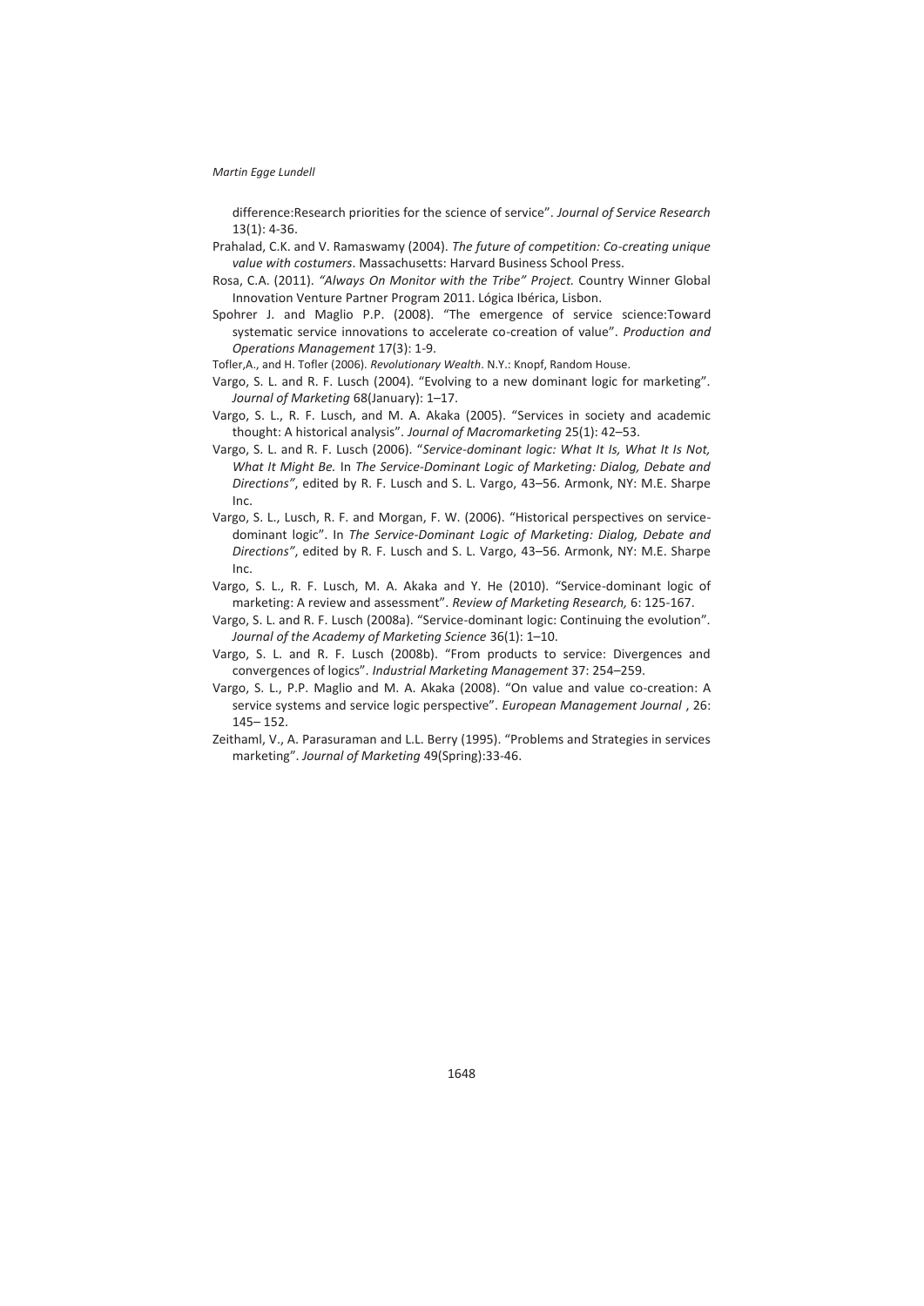difference:Research priorities for the science of service". *Journal of Service Research* 13(1): 4-36.

Prahalad, C.K. and V. Ramaswamy (2004). *The future of competition: Co-creating unique value with costumers*. Massachusetts: Harvard Business School Press.

Rosa, C.A. (2011). *"Always On Monitor with the Tribe" Project.* Country Winner Global Innovation Venture Partner Program 2011. Lógica Ibérica, Lisbon.

Spohrer J. and Maglio P.P. (2008). "The emergence of service science:Toward systematic service innovations to accelerate co-creation of value". *Production and Operations Management* 17(3): 1-9.

Tofler,A., and H. Tofler (2006). *Revolutionary Wealth*. N.Y.: Knopf, Random House.

Vargo, S. L. and R. F. Lusch (2004). "Evolving to a new dominant logic for marketing". *Journal of Marketing* 68(January): 1–17.

Vargo, S. L., R. F. Lusch, and M. A. Akaka (2005). "Services in society and academic thought: A historical analysis". *Journal of Macromarketing* 25(1): 42–53.

Vargo, S. L. and R. F. Lusch (2006). "*Service-dominant logic: What It Is, What It Is Not, What It Might Be.* In *The Service-Dominant Logic of Marketing: Dialog, Debate and Directions"*, edited by R. F. Lusch and S. L. Vargo, 43–56. Armonk, NY: M.E. Sharpe Inc.

Vargo, S. L., Lusch, R. F. and Morgan, F. W. (2006). "Historical perspectives on service-dominant logic". In *The Service-Dominant Logic of Marketing: Dialog, Debate and Directions"*, edited by R. F. Lusch and S. L. Vargo, 43–56. Armonk, NY: M.E. Sharpe Inc.

Vargo, S. L., R. F. Lusch, M. A. Akaka and Y. He (2010). "Service-dominant logic of marketing: A review and assessment". *Review of Marketing Research,* 6: 125-167.

Vargo, S. L. and R. F. Lusch (2008a). "Service-dominant logic: Continuing the evolution". *Journal of the Academy of Marketing Science* 36(1): 1–10.

Vargo, S. L. and R. F. Lusch (2008b). "From products to service: Divergences and convergences of logics". *Industrial Marketing Management* 37: 254–259.

Vargo, S. L., P.P. Maglio and M. A. Akaka (2008). "On value and value co-creation: A service systems and service logic perspective". *European Management Journal* , 26: 145– 152.

Zeithaml, V., A. Parasuraman and L.L. Berry (1995). "Problems and Strategies in services marketing". *Journal of Marketing* 49(Spring):33-46.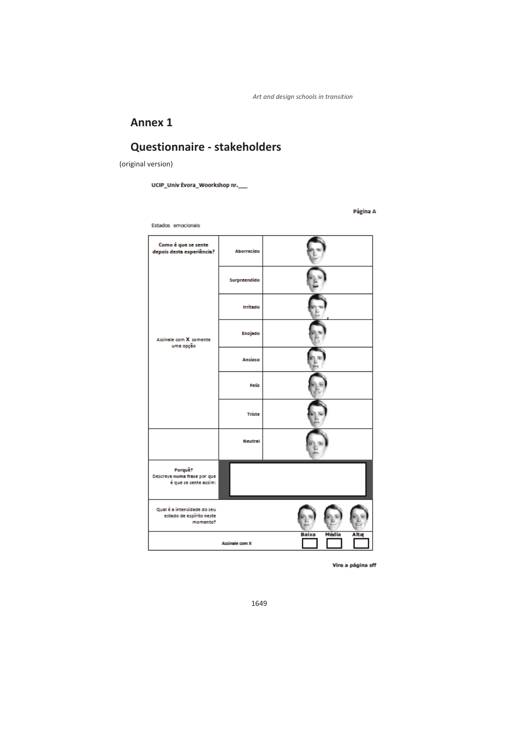# Annex 1

## Questionnaire - stakeholders

(original version)

UCIP_Univ Évora_Woorkshop nr.___

Página A

Estados emocionais

| Como é que se sente depois desta experiência? | Aborrecido | |
|---|---|---|
| | Surpreendido | |
| | Irritado | |
| Assinale com **X** somente uma opção | Enojado | |
| | Ansioso | |
| | Feliz | |
| | Triste | |
| | Neutral | |
| Porquê? Descreva numa frase por que é que se sente assim: | | |
| Qual é a intensidade do seu estado de espírito neste momento? | | Baixa / Média / Alta |
| Assinale com X | | ☐ ☐ ☐ |

Vire a página sff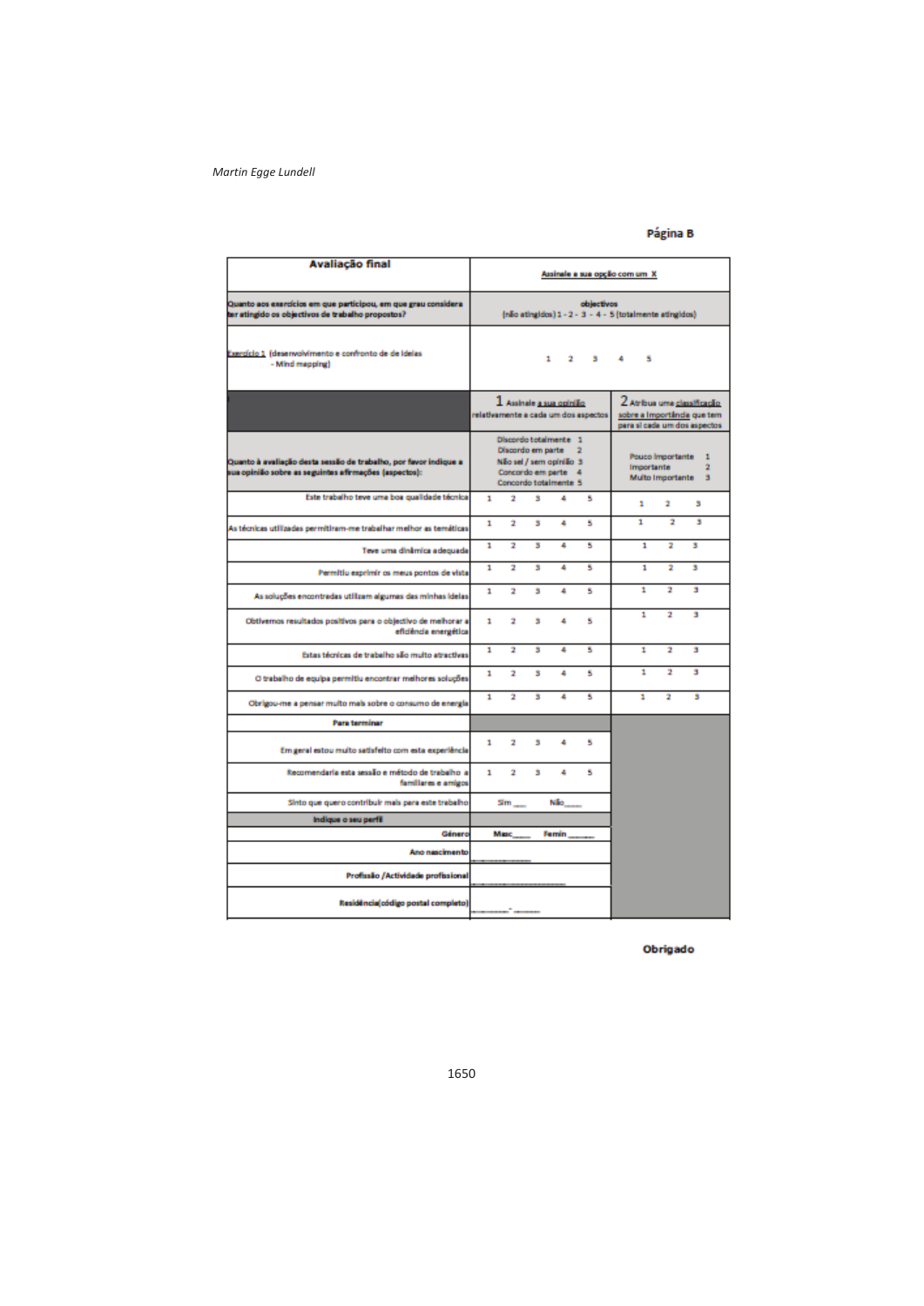**Página B**

| Avaliação final | Assinale a sua opção com um X | |
|---|---|---|
| Quanto aos exercícios em que participou, em que grau considera ter atingido os objectivos de trabalho propostos? | objectivos (não atingidos) 1 - 2 - 3 - 4 - 5 (totalmente atingidos) | |
| Exercício 1 (desenvolvimento e confronto de de ideias - Mind mapping) | 1 2 3 4 5 | |
| | 1 Assinale a sua opinião relativamente a cada um dos aspectos | 2 Atribua uma classificação sobre a importância que tem para si cada um dos aspectos |
| Quanto à avaliação desta sessão de trabalho, por favor indique a sua opinião sobre as seguintes afirmações (aspectos): | Discordo totalmente 1<br>Discordo em parte 2<br>Não sei / sem opinião 3<br>Concordo em parte 4<br>Concordo totalmente 5 | Pouco Importante 1<br>Importante 2<br>Muito Importante 3 |
| Este trabalho teve uma boa qualidade técnica | 1 2 3 4 5 | 1 2 3 |
| As técnicas utilizadas permitiram-me trabalhar melhor as temáticas | 1 2 3 4 5 | 1 2 3 |
| Teve uma dinâmica adequada | 1 2 3 4 5 | 1 2 3 |
| Permitiu exprimir os meus pontos de vista | 1 2 3 4 5 | 1 2 3 |
| As soluções encontradas utilizam algumas das minhas ideias | 1 2 3 4 5 | 1 2 3 |
| Obtivemos resultados positivos para o objectivo de melhorar a eficiência energética | 1 2 3 4 5 | 1 2 3 |
| Estas técnicas de trabalho são muito atractivas | 1 2 3 4 5 | 1 2 3 |
| O trabalho de equipa permitiu encontrar melhores soluções | 1 2 3 4 5 | 1 2 3 |
| Obrigou-me a pensar muito mais sobre o consumo de energia | 1 2 3 4 5 | 1 2 3 |
| **Para terminar** | | |
| Em geral estou muito satisfeito com esta experiência | 1 2 3 4 5 | |
| Recomendaria esta sessão e método de trabalho a familiares e amigos | 1 2 3 4 5 | |
| Sinto que quero contribuir mais para este trabalho | Sim ___ Não___ | |
| **Indique o seu perfil** | | |
| Género | Masc____ Femin _____ | |
| Ano nascimento | ________ | |
| Profissão /Actividade profissional | ____________ | |
| Residência(código postal completo) | ______-_____ | |

**Obrigado**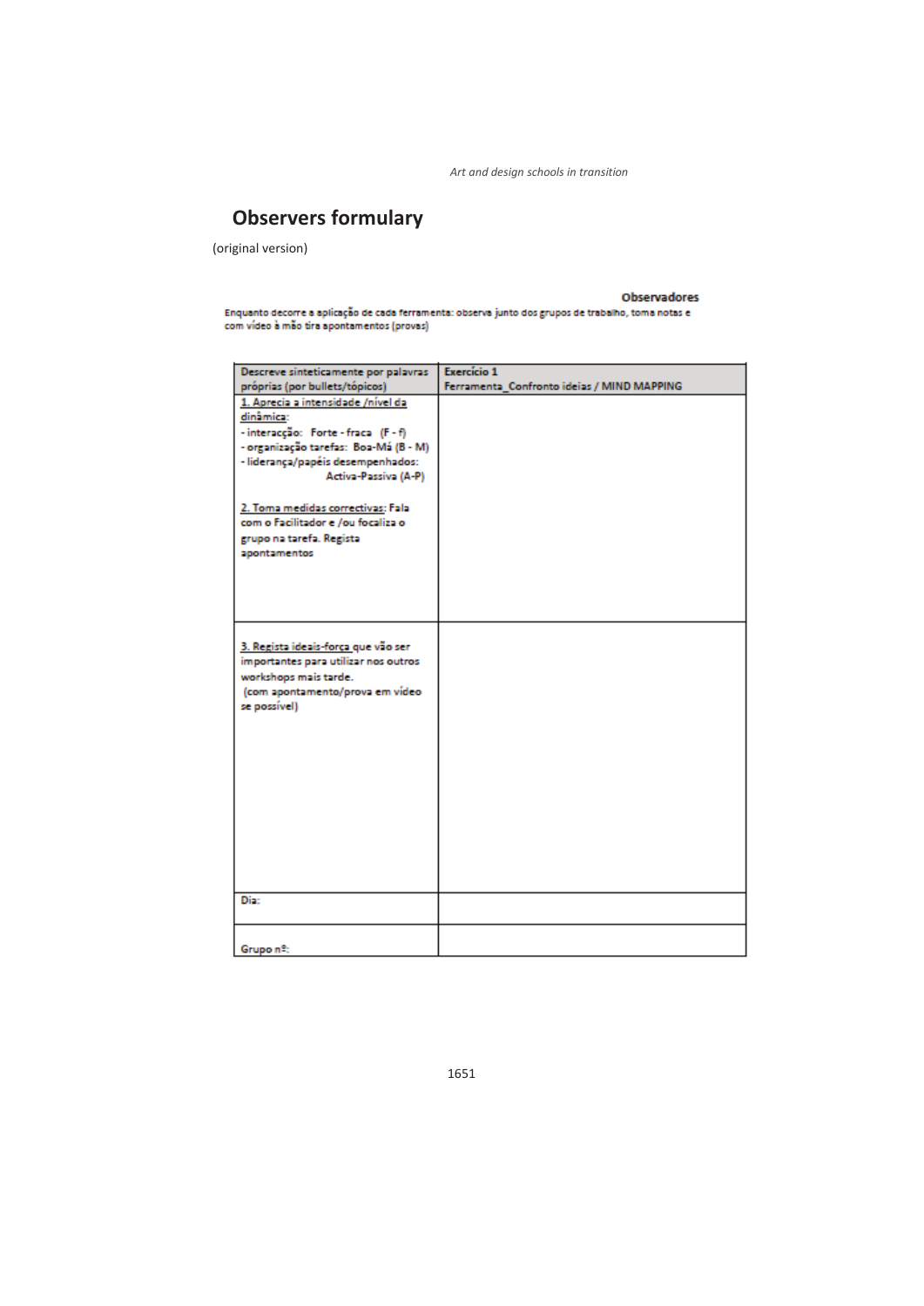## Observers formulary

(original version)

**Observadores**

Enquanto decorre a aplicação de cada ferramenta: observa junto dos grupos de trabalho, toma notas e com vídeo à mão tira apontamentos (provas)

| Descreve sinteticamente por palavras próprias (por bullets/tópicos) | Exercício 1<br>Ferramenta_Confronto ideias / MIND MAPPING |
|---|---|
| 1. Aprecia a intensidade /nível da dinâmica:<br>- interacção: Forte - fraca (F - f)<br>- organização tarefas: Boa-Má (B - M)<br>- liderança/papéis desempenhados: Activa-Passiva (A-P)<br><br>2. Toma medidas correctivas: Fala com o Facilitador e /ou focaliza o grupo na tarefa. Regista apontamentos | |
| 3. Regista ideais-força que vão ser importantes para utilizar nos outros workshops mais tarde. (com apontamento/prova em vídeo se possível) | |
| Dia: | |
| Grupo nº: | |